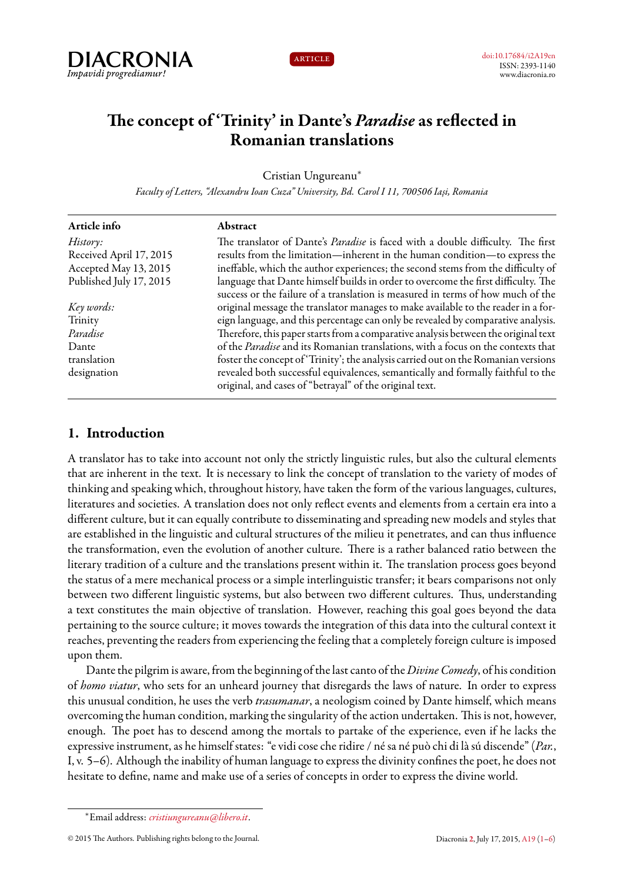DIACRONIA
*Impavidi progrediamur!*

ARTICLE

doi:10.17684/i2A19en
ISSN: 2393-1140
www.diacronia.ro

# The concept of 'Trinity' in Dante's *Paradise* as reflected in Romanian translations

Cristian Ungureanu*

*Faculty of Letters, "Alexandru Ioan Cuza" University, Bd. Carol I 11, 700506 Iași, Romania*

**Article info**

*History:*
Received April 17, 2015
Accepted May 13, 2015
Published July 17, 2015

*Key words:*
Trinity
*Paradise*
Dante
translation
designation

**Abstract**

The translator of Dante's *Paradise* is faced with a double difficulty. The first results from the limitation—inherent in the human condition—to express the ineffable, which the author experiences; the second stems from the difficulty of language that Dante himself builds in order to overcome the first difficulty. The success or the failure of a translation is measured in terms of how much of the original message the translator manages to make available to the reader in a foreign language, and this percentage can only be revealed by comparative analysis. Therefore, this paper starts from a comparative analysis between the original text of the *Paradise* and its Romanian translations, with a focus on the contexts that foster the concept of 'Trinity'; the analysis carried out on the Romanian versions revealed both successful equivalences, semantically and formally faithful to the original, and cases of "betrayal" of the original text.

## 1. Introduction

A translator has to take into account not only the strictly linguistic rules, but also the cultural elements that are inherent in the text. It is necessary to link the concept of translation to the variety of modes of thinking and speaking which, throughout history, have taken the form of the various languages, cultures, literatures and societies. A translation does not only reflect events and elements from a certain era into a different culture, but it can equally contribute to disseminating and spreading new models and styles that are established in the linguistic and cultural structures of the milieu it penetrates, and can thus influence the transformation, even the evolution of another culture. There is a rather balanced ratio between the literary tradition of a culture and the translations present within it. The translation process goes beyond the status of a mere mechanical process or a simple interlinguistic transfer; it bears comparisons not only between two different linguistic systems, but also between two different cultures. Thus, understanding a text constitutes the main objective of translation. However, reaching this goal goes beyond the data pertaining to the source culture; it moves towards the integration of this data into the cultural context it reaches, preventing the readers from experiencing the feeling that a completely foreign culture is imposed upon them.

Dante the pilgrim is aware, from the beginning of the last canto of the *Divine Comedy*, of his condition of *homo viatur*, who sets for an unheard journey that disregards the laws of nature. In order to express this unusual condition, he uses the verb *trasumanar*, a neologism coined by Dante himself, which means overcoming the human condition, marking the singularity of the action undertaken. This is not, however, enough. The poet has to descend among the mortals to partake of the experience, even if he lacks the expressive instrument, as he himself states: "e vidi cose che ridire / né sa né può chi di là sú discende" (*Par.*, I, v. 5–6). Although the inability of human language to express the divinity confines the poet, he does not hesitate to define, name and make use of a series of concepts in order to express the divine world.

*Email address: *cristiungureanu@libero.it*.

© 2015 The Authors. Publishing rights belong to the Journal.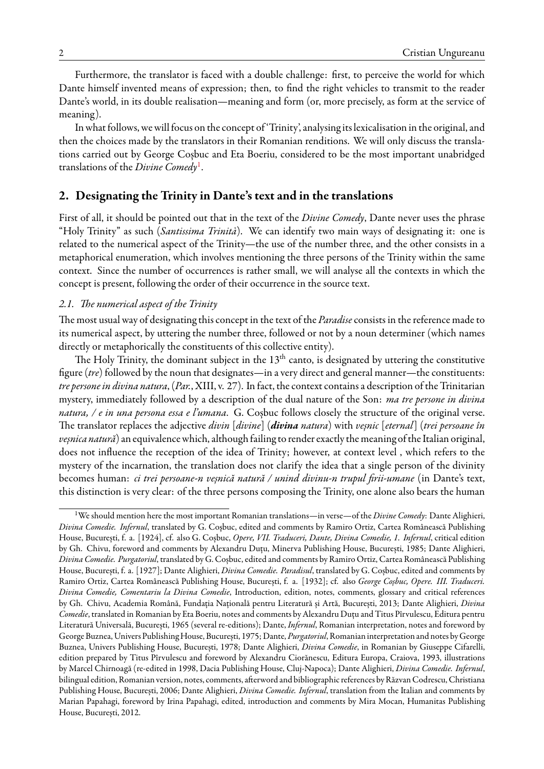Furthermore, the translator is faced with a double challenge: first, to perceive the world for which Dante himself invented means of expression; then, to find the right vehicles to transmit to the reader Dante's world, in its double realisation—meaning and form (or, more precisely, as form at the service of meaning).

In what follows, we will focus on the concept of 'Trinity', analysing its lexicalisation in the original, and then the choices made by the translators in their Romanian renditions. We will only discuss the translations carried out by George Coșbuc and Eta Boeriu, considered to be the most important unabridged translations of the *Divine Comedy*[1].

## 2. Designating the Trinity in Dante's text and in the translations

First of all, it should be pointed out that in the text of the *Divine Comedy*, Dante never uses the phrase "Holy Trinity" as such (*Santissima Trinità*). We can identify two main ways of designating it: one is related to the numerical aspect of the Trinity—the use of the number three, and the other consists in a metaphorical enumeration, which involves mentioning the three persons of the Trinity within the same context. Since the number of occurrences is rather small, we will analyse all the contexts in which the concept is present, following the order of their occurrence in the source text.

### *2.1. The numerical aspect of the Trinity*

The most usual way of designating this concept in the text of the *Paradise* consists in the reference made to its numerical aspect, by uttering the number three, followed or not by a noun determiner (which names directly or metaphorically the constituents of this collective entity).

The Holy Trinity, the dominant subject in the 13th canto, is designated by uttering the constitutive figure (*tre*) followed by the noun that designates—in a very direct and general manner—the constituents: *tre persone in divina natura*, (*Par.*, XIII, v. 27). In fact, the context contains a description of the Trinitarian mystery, immediately followed by a description of the dual nature of the Son: *ma tre persone in divina natura, / e in una persona essa e l'umana*. G. Coșbuc follows closely the structure of the original verse. The translator replaces the adjective *divin* [*divine*] (***divina*** *natura*) with *veșnic* [*eternal*] (*trei persoane în veșnica natură*) an equivalence which, although failing to render exactly the meaning of the Italian original, does not influence the reception of the idea of Trinity; however, at context level , which refers to the mystery of the incarnation, the translation does not clarify the idea that a single person of the divinity becomes human: *ci trei persoane-n veșnică natură / unind divinu-n trupul firii-umane* (in Dante's text, this distinction is very clear: of the three persons composing the Trinity, one alone also bears the human

---

[1] We should mention here the most important Romanian translations—in verse—of the *Divine Comedy*: Dante Alighieri, *Divina Comedie. Infernul*, translated by G. Coșbuc, edited and comments by Ramiro Ortiz, Cartea Românească Publishing House, București, f. a. [1924], cf. also G. Coșbuc, *Opere, VII. Traduceri, Dante, Divina Comedie, 1. Infernul*, critical edition by Gh. Chivu, foreword and comments by Alexandru Duțu, Minerva Publishing House, București, 1985; Dante Alighieri, *Divina Comedie. Purgatoriul*, translated by G. Coșbuc, edited and comments by Ramiro Ortiz, Cartea Românească Publishing House, București, f. a. [1927]; Dante Alighieri, *Divina Comedie. Paradisul*, translated by G. Coșbuc, edited and comments by Ramiro Ortiz, Cartea Românească Publishing House, București, f. a. [1932]; cf. also *George Coșbuc, Opere. III. Traduceri. Divina Comedie, Comentariu la Divina Comedie*, Introduction, edition, notes, comments, glossary and critical references by Gh. Chivu, Academia Română, Fundația Națională pentru Literatură și Artă, București, 2013; Dante Alighieri, *Divina Comedie*, translated in Romanian by Eta Boeriu, notes and comments by Alexandru Duțu and Titus Pîrvulescu, Editura pentru Literatură Universală, București, 1965 (several re-editions); Dante, *Infernul*, Romanian interpretation, notes and foreword by George Buznea, Univers Publishing House, București, 1975; Dante, *Purgatoriul*, Romanian interpretation and notes by George Buznea, Univers Publishing House, București, 1978; Dante Alighieri, *Divina Comedie*, in Romanian by Giuseppe Cifarelli, edition prepared by Titus Pîrvulescu and foreword by Alexandru Ciorănescu, Editura Europa, Craiova, 1993, illustrations by Marcel Chirnoagă (re-edited in 1998, Dacia Publishing House, Cluj-Napoca); Dante Alighieri, *Divina Comedie. Infernul*, bilingual edition, Romanian version, notes, comments, afterword and bibliographic references by Răzvan Codrescu, Christiana Publishing House, București, 2006; Dante Alighieri, *Divina Comedie. Infernul*, translation from the Italian and comments by Marian Papahagi, foreword by Irina Papahagi, edited, introduction and comments by Mira Mocan, Humanitas Publishing House, București, 2012.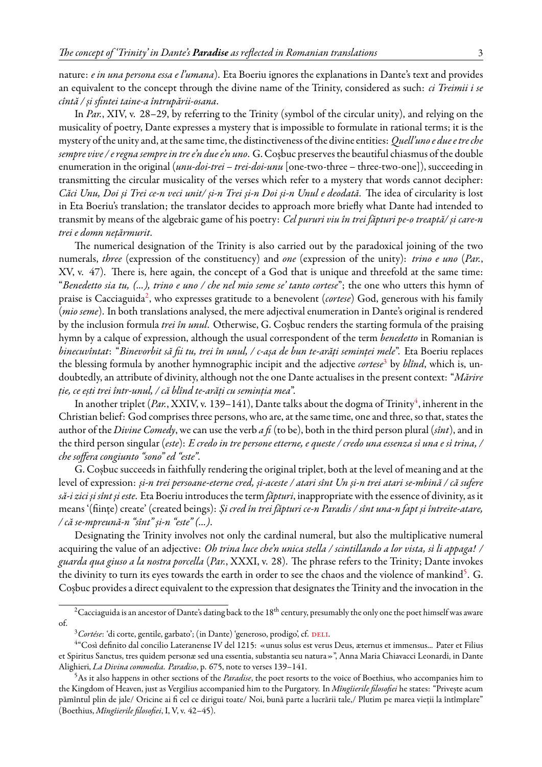nature: *e in una persona essa e l'umana*). Eta Boeriu ignores the explanations in Dante's text and provides an equivalent to the concept through the divine name of the Trinity, considered as such: *ci Treimii i se cîntă / și sfintei taine-a întrupării-osana*.

In *Par.*, XIV, v. 28–29, by referring to the Trinity (symbol of the circular unity), and relying on the musicality of poetry, Dante expresses a mystery that is impossible to formulate in rational terms; it is the mystery of the unity and, at the same time, the distinctiveness of the divine entities: *Quell'uno e due e tre che sempre vive / e regna sempre in tre e'n due e'n uno*. G. Coșbuc preserves the beautiful chiasmus of the double enumeration in the original (*unu-doi-trei – trei-doi-unu* [one-two-three – three-two-one]), succeeding in transmitting the circular musicality of the verses which refer to a mystery that words cannot decipher: *Căci Unu, Doi și Trei ce-n veci unit/ și-n Trei și-n Doi și-n Unul e deodată*. The idea of circularity is lost in Eta Boeriu's translation; the translator decides to approach more briefly what Dante had intended to transmit by means of the algebraic game of his poetry: *Cel pururi viu în trei făpturi pe-o treaptă/ și care-n trei e domn nețărmurit*.

The numerical designation of the Trinity is also carried out by the paradoxical joining of the two numerals, *three* (expression of the constituency) and *one* (expression of the unity): *trino e uno* (*Par.*, XV, v. 47). There is, here again, the concept of a God that is unique and threefold at the same time: "*Benedetto sia tu, (...), trino e uno / che nel mio seme se' tanto cortese*"; the one who utters this hymn of praise is Cacciaguida[2], who expresses gratitude to a benevolent (*cortese*) God, generous with his family (*mio seme*). In both translations analysed, the mere adjectival enumeration in Dante's original is rendered by the inclusion formula *trei în unul*. Otherwise, G. Coșbuc renders the starting formula of the praising hymn by a calque of expression, although the usual correspondent of the term *benedetto* in Romanian is *binecuvîntat*: "*Binevorbit să fii tu, trei în unul, / c-așa de bun te-arăți seminței mele*". Eta Boeriu replaces the blessing formula by another hymnographic incipit and the adjective *cortese*[3] by *blînd*, which is, undoubtedly, an attribute of divinity, although not the one Dante actualises in the present context: "*Mărire ție, ce ești trei într-unul, / că blînd te-arăți cu seminția mea*".

In another triplet (*Par.*, XXIV, v. 139–141), Dante talks about the dogma of Trinity[4], inherent in the Christian belief: God comprises three persons, who are, at the same time, one and three, so that, states the author of the *Divine Comedy*, we can use the verb *a fi* (to be), both in the third person plural (*sînt*), and in the third person singular (*este*): *E credo in tre persone etterne, e queste / credo una essenza sì una e sì trina, / che soffera congiunto "sono" ed "este"*.

G. Coșbuc succeeds in faithfully rendering the original triplet, both at the level of meaning and at the level of expression: *și-n trei persoane-eterne cred, și-aceste / atari sînt Un și-n trei atari se-mbină / că sufere să-i zici și sînt și este*. Eta Boeriu introduces the term *făpturi*, inappropriate with the essence of divinity, as it means '(ființe) create' (created beings): *Și cred în trei făpturi ce-n Paradis / sînt una-n fapt și întreite-atare, / că se-mpreună-n "sînt" și-n "este" (...)*.

Designating the Trinity involves not only the cardinal numeral, but also the multiplicative numeral acquiring the value of an adjective: *Oh trina luce che'n unica stella / scintillando a lor vista, sì li appaga! / guarda qua giuso a la nostra porcella* (*Par.*, XXXI, v. 28). The phrase refers to the Trinity; Dante invokes the divinity to turn its eyes towards the earth in order to see the chaos and the violence of mankind[5]. G. Coșbuc provides a direct equivalent to the expression that designates the Trinity and the invocation in the

---

[2] Cacciaguida is an ancestor of Dante's dating back to the $18^{th}$ century, presumably the only one the poet himself was aware of.

[3] *Cortése*: 'di corte, gentile, garbato'; (in Dante) 'generoso, prodigo', cf. DELI.

[4] "Così definito dal concilio Lateranense IV del 1215: «unus solus est verus Deus, æternus et immensus... Pater et Filius et Spiritus Sanctus, tres quidem personæ sed una essentia, substantia seu natura»", Anna Maria Chiavacci Leonardi, in Dante Alighieri, *La Divina commedia. Paradiso*, p. 675, note to verses 139–141.

[5] As it also happens in other sections of the *Paradise*, the poet resorts to the voice of Boethius, who accompanies him to the Kingdom of Heaven, just as Vergilius accompanied him to the Purgatory. In *Mîngîierile filosofiei* he states: "Privește acum pămîntul plin de jale/ Oricine ai fi cel ce dirigui toate/ Noi, bună parte a lucrării tale,/ Plutim pe marea vieții la întîmplare" (Boethius, *Mîngîierile filosofiei*, I, V, v. 42–45).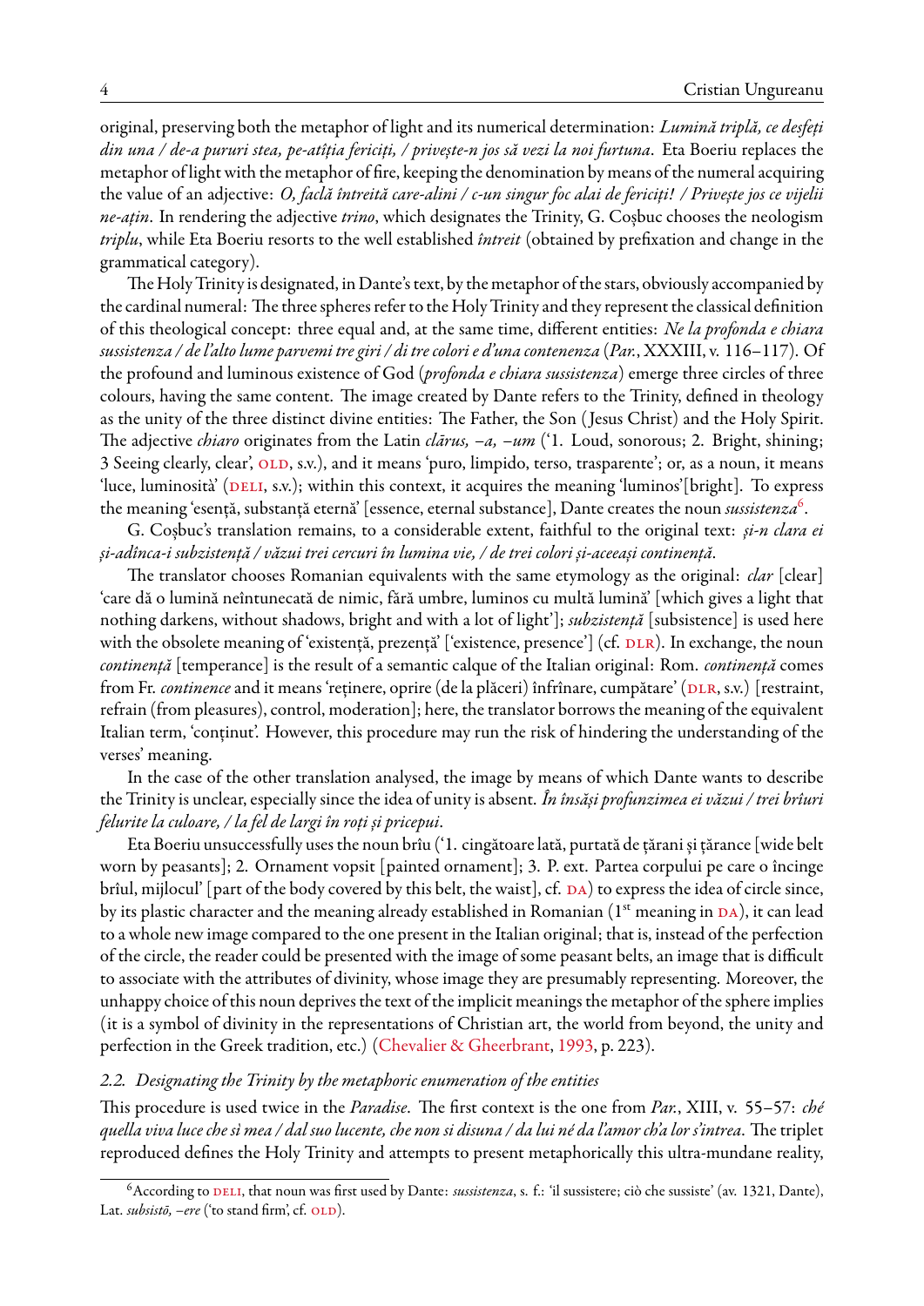original, preserving both the metaphor of light and its numerical determination: *Lumină triplă, ce desfeți din una / de-a pururi stea, pe-atîția fericiți, / privește-n jos să vezi la noi furtuna*. Eta Boeriu replaces the metaphor of light with the metaphor of fire, keeping the denomination by means of the numeral acquiring the value of an adjective: *O, faclă întreită care-alini / c-un singur foc alai de fericiți! / Privește jos ce vijelii ne-ațin*. In rendering the adjective *trino*, which designates the Trinity, G. Coșbuc chooses the neologism *triplu*, while Eta Boeriu resorts to the well established *întreit* (obtained by prefixation and change in the grammatical category).

The Holy Trinity is designated, in Dante's text, by the metaphor of the stars, obviously accompanied by the cardinal numeral: The three spheres refer to the Holy Trinity and they represent the classical definition of this theological concept: three equal and, at the same time, different entities: *Ne la profonda e chiara sussistenza / de l'alto lume parvemi tre giri / di tre colori e d'una contenenza* (*Par.*, XXXIII, v. 116–117). Of the profound and luminous existence of God (*profonda e chiara sussistenza*) emerge three circles of three colours, having the same content. The image created by Dante refers to the Trinity, defined in theology as the unity of the three distinct divine entities: The Father, the Son (Jesus Christ) and the Holy Spirit. The adjective *chiaro* originates from the Latin *clārus, –a, –um* ('1. Loud, sonorous; 2. Bright, shining; 3 Seeing clearly, clear', OLD, s.v.), and it means 'puro, limpido, terso, trasparente'; or, as a noun, it means 'luce, luminosità' (DELI, s.v.); within this context, it acquires the meaning 'luminos'[bright]. To express the meaning 'esență, substanță eternă' [essence, eternal substance], Dante creates the noun *sussistenza*[6].

G. Coșbuc's translation remains, to a considerable extent, faithful to the original text: *și-n clara ei și-adînca-i subzistență / văzui trei cercuri în lumina vie, / de trei colori și-aceeași continență*.

The translator chooses Romanian equivalents with the same etymology as the original: *clar* [clear] 'care dă o lumină neîntunecată de nimic, fără umbre, luminos cu multă lumină' [which gives a light that nothing darkens, without shadows, bright and with a lot of light']; *subzistență* [subsistence] is used here with the obsolete meaning of 'existență, prezență' ['existence, presence'] (cf. DLR). In exchange, the noun *continență* [temperance] is the result of a semantic calque of the Italian original: Rom. *continență* comes from Fr. *continence* and it means 'reținere, oprire (de la plăceri) înfrînare, cumpătare' (DLR, s.v.) [restraint, refrain (from pleasures), control, moderation]; here, the translator borrows the meaning of the equivalent Italian term, 'conținut'. However, this procedure may run the risk of hindering the understanding of the verses' meaning.

In the case of the other translation analysed, the image by means of which Dante wants to describe the Trinity is unclear, especially since the idea of unity is absent. *În însăși profunzimea ei văzui / trei brîuri felurite la culoare, / la fel de largi în roți și pricepui*.

Eta Boeriu unsuccessfully uses the noun brîu ('1. cingătoare lată, purtată de țărani și țărance [wide belt worn by peasants]; 2. Ornament vopsit [painted ornament]; 3. P. ext. Partea corpului pe care o încinge brîul, mijlocul' [part of the body covered by this belt, the waist], cf. DA) to express the idea of circle since, by its plastic character and the meaning already established in Romanian (1st meaning in DA), it can lead to a whole new image compared to the one present in the Italian original; that is, instead of the perfection of the circle, the reader could be presented with the image of some peasant belts, an image that is difficult to associate with the attributes of divinity, whose image they are presumably representing. Moreover, the unhappy choice of this noun deprives the text of the implicit meanings the metaphor of the sphere implies (it is a symbol of divinity in the representations of Christian art, the world from beyond, the unity and perfection in the Greek tradition, etc.) (Chevalier & Gheerbrant, 1993, p. 223).

### 2.2. Designating the Trinity by the metaphoric enumeration of the entities

This procedure is used twice in the *Paradise*. The first context is the one from *Par.*, XIII, v. 55–57: *ché quella viva luce che sì mea / dal suo lucente, che non si disuna / da lui né da l'amor ch'a lor s'intrea*. The triplet reproduced defines the Holy Trinity and attempts to present metaphorically this ultra-mundane reality,

---

[6] According to DELI, that noun was first used by Dante: *sussistenza*, s. f.: 'il sussistere; ciò che sussiste' (av. 1321, Dante), Lat. *subsistō, –ere* ('to stand firm', cf. OLD).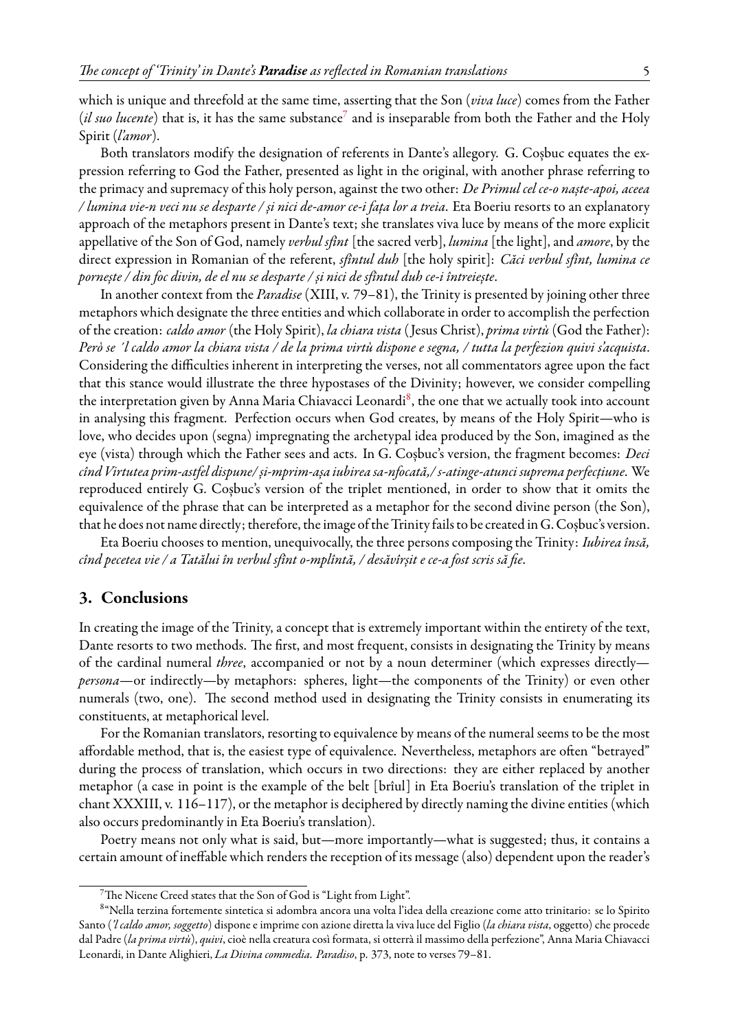which is unique and threefold at the same time, asserting that the Son (*viva luce*) comes from the Father (*il suo lucente*) that is, it has the same substance[7] and is inseparable from both the Father and the Holy Spirit (*l'amor*).

Both translators modify the designation of referents in Dante's allegory. G. Coșbuc equates the expression referring to God the Father, presented as light in the original, with another phrase referring to the primacy and supremacy of this holy person, against the two other: *De Primul cel ce-o naște-apoi, aceea / lumina vie-n veci nu se desparte / și nici de-amor ce-i fața lor a treia*. Eta Boeriu resorts to an explanatory approach of the metaphors present in Dante's text; she translates viva luce by means of the more explicit appellative of the Son of God, namely *verbul sfînt* [the sacred verb], *lumina* [the light], and *amore*, by the direct expression in Romanian of the referent, *sfîntul duh* [the holy spirit]: *Căci verbul sfînt, lumina ce pornește / din foc divin, de el nu se desparte / și nici de sfîntul duh ce-i întreiește*.

In another context from the *Paradise* (XIII, v. 79–81), the Trinity is presented by joining other three metaphors which designate the three entities and which collaborate in order to accomplish the perfection of the creation: *caldo amor* (the Holy Spirit), *la chiara vista* (Jesus Christ), *prima virtù* (God the Father): *Però se ´l caldo amor la chiara vista / de la prima virtù dispone e segna, / tutta la perfezion quivi s'acquista*. Considering the difficulties inherent in interpreting the verses, not all commentators agree upon the fact that this stance would illustrate the three hypostases of the Divinity; however, we consider compelling the interpretation given by Anna Maria Chiavacci Leonardi[8], the one that we actually took into account in analysing this fragment. Perfection occurs when God creates, by means of the Holy Spirit—who is love, who decides upon (segna) impregnating the archetypal idea produced by the Son, imagined as the eye (vista) through which the Father sees and acts. In G. Coșbuc's version, the fragment becomes: *Deci cînd Virtutea prim-astfel dispune/ și-mprim-așa iubirea sa-nfocată,/ s-atinge-atunci suprema perfecțiune*. We reproduced entirely G. Coșbuc's version of the triplet mentioned, in order to show that it omits the equivalence of the phrase that can be interpreted as a metaphor for the second divine person (the Son), that he does not name directly; therefore, the image of the Trinity fails to be created in G. Coșbuc's version.

Eta Boeriu chooses to mention, unequivocally, the three persons composing the Trinity: *Iubirea însă, cînd pecetea vie / a Tatălui în verbul sfînt o-mplîntă, / desăvîrșit e ce-a fost scris să fie*.

## 3. Conclusions

In creating the image of the Trinity, a concept that is extremely important within the entirety of the text, Dante resorts to two methods. The first, and most frequent, consists in designating the Trinity by means of the cardinal numeral *three*, accompanied or not by a noun determiner (which expresses directly—*persona*—or indirectly—by metaphors: spheres, light—the components of the Trinity) or even other numerals (two, one). The second method used in designating the Trinity consists in enumerating its constituents, at metaphorical level.

For the Romanian translators, resorting to equivalence by means of the numeral seems to be the most affordable method, that is, the easiest type of equivalence. Nevertheless, metaphors are often "betrayed" during the process of translation, which occurs in two directions: they are either replaced by another metaphor (a case in point is the example of the belt [brîul] in Eta Boeriu's translation of the triplet in chant XXXIII, v. 116–117), or the metaphor is deciphered by directly naming the divine entities (which also occurs predominantly in Eta Boeriu's translation).

Poetry means not only what is said, but—more importantly—what is suggested; thus, it contains a certain amount of ineffable which renders the reception of its message (also) dependent upon the reader's

---

[7] The Nicene Creed states that the Son of God is "Light from Light".

[8] "Nella terzina fortemente sintetica si adombra ancora una volta l'idea della creazione come atto trinitario: se lo Spirito Santo (*'l caldo amor, soggetto*) dispone e imprime con azione diretta la viva luce del Figlio (*la chiara vista*, oggetto) che procede dal Padre (*la prima virtù*), *quivi*, cioè nella creatura così formata, si otterrà il massimo della perfezione", Anna Maria Chiavacci Leonardi, in Dante Alighieri, *La Divina commedia. Paradiso*, p. 373, note to verses 79–81.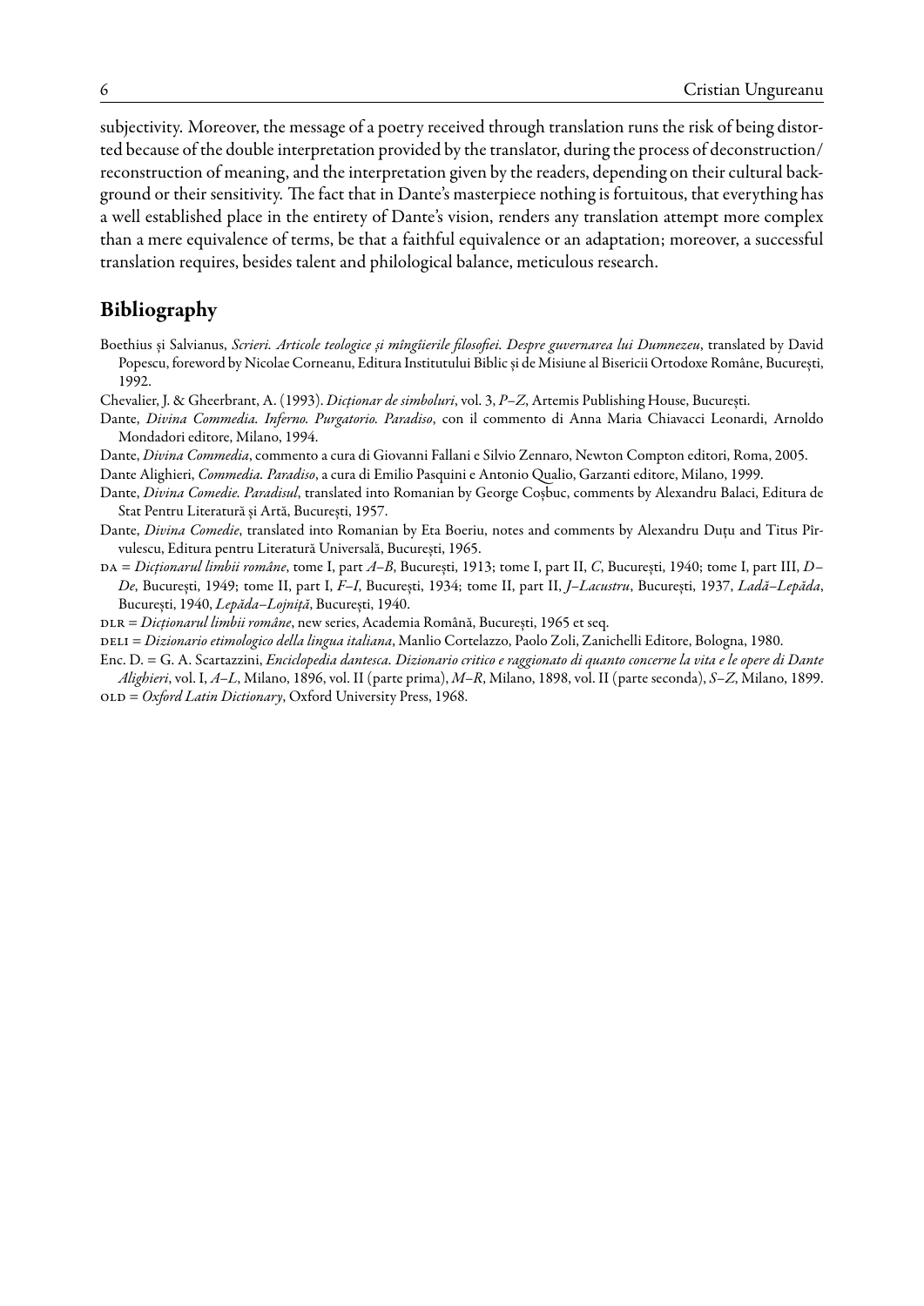subjectivity. Moreover, the message of a poetry received through translation runs the risk of being distorted because of the double interpretation provided by the translator, during the process of deconstruction/reconstruction of meaning, and the interpretation given by the readers, depending on their cultural background or their sensitivity. The fact that in Dante's masterpiece nothing is fortuitous, that everything has a well established place in the entirety of Dante's vision, renders any translation attempt more complex than a mere equivalence of terms, be that a faithful equivalence or an adaptation; moreover, a successful translation requires, besides talent and philological balance, meticulous research.

## Bibliography

Boethius și Salvianus, *Scrieri. Articole teologice și mângâierile filosofiei. Despre guvernarea lui Dumnezeu*, translated by David Popescu, foreword by Nicolae Corneanu, Editura Institutului Biblic și de Misiune al Bisericii Ortodoxe Române, București, 1992.

Chevalier, J. & Gheerbrant, A. (1993). *Dicționar de simboluri*, vol. 3, *P–Z*, Artemis Publishing House, București.

Dante, *Divina Commedia. Inferno. Purgatorio. Paradiso*, con il commento di Anna Maria Chiavacci Leonardi, Arnoldo Mondadori editore, Milano, 1994.

Dante, *Divina Commedia*, commento a cura di Giovanni Fallani e Silvio Zennaro, Newton Compton editori, Roma, 2005.

Dante Alighieri, *Commedia. Paradiso*, a cura di Emilio Pasquini e Antonio Qualio, Garzanti editore, Milano, 1999.

Dante, *Divina Comedie. Paradisul*, translated into Romanian by George Coșbuc, comments by Alexandru Balaci, Editura de Stat Pentru Literatură și Artă, București, 1957.

Dante, *Divina Comedie*, translated into Romanian by Eta Boeriu, notes and comments by Alexandru Duțu and Titus Pîrvulescu, Editura pentru Literatură Universală, București, 1965.

DA = *Dicționarul limbii române*, tome I, part *A–B*, București, 1913; tome I, part II, *C*, București, 1940; tome I, part III, *D–De*, București, 1949; tome II, part I, *F–I*, București, 1934; tome II, part II, *J–Lacustru*, București, 1937, *Ladă–Lepăda*, București, 1940, *Lepăda–Lojniță*, București, 1940.

DLR = *Dicționarul limbii române*, new series, Academia Română, București, 1965 et seq.

DELI = *Dizionario etimologico della lingua italiana*, Manlio Cortelazzo, Paolo Zoli, Zanichelli Editore, Bologna, 1980.

Enc. D. = G. A. Scartazzini, *Enciclopedia dantesca. Dizionario critico e raggionato di quanto concerne la vita e le opere di Dante Alighieri*, vol. I, *A–L*, Milano, 1896, vol. II (parte prima), *M–R*, Milano, 1898, vol. II (parte seconda), *S–Z*, Milano, 1899.

OLD = *Oxford Latin Dictionary*, Oxford University Press, 1968.